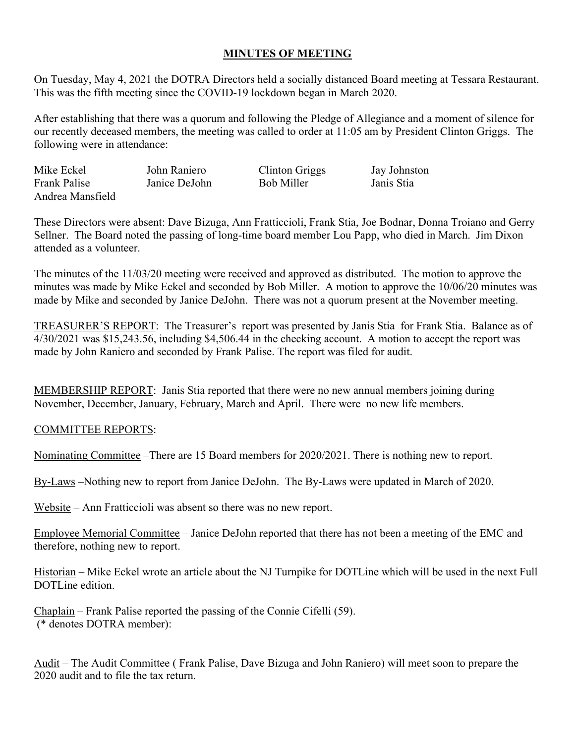# MINUTES OF MEETING

On Tuesday, May 4, 2021 the DOTRA Directors held a socially distanced Board meeting at Tessara Restaurant. This was the fifth meeting since the COVID-19 lockdown began in March 2020.

After establishing that there was a quorum and following the Pledge of Allegiance and a moment of silence for our recently deceased members, the meeting was called to order at 11:05 am by President Clinton Griggs. The following were in attendance:

| | | | |
|---|---|---|---|
| Mike Eckel | John Raniero | Clinton Griggs | Jay Johnston |
| Frank Palise | Janice DeJohn | Bob Miller | Janis Stia |
| Andrea Mansfield | | | |

These Directors were absent: Dave Bizuga, Ann Fratticcioli, Frank Stia, Joe Bodnar, Donna Troiano and Gerry Sellner. The Board noted the passing of long-time board member Lou Papp, who died in March. Jim Dixon attended as a volunteer.

The minutes of the 11/03/20 meeting were received and approved as distributed. The motion to approve the minutes was made by Mike Eckel and seconded by Bob Miller. A motion to approve the 10/06/20 minutes was made by Mike and seconded by Janice DeJohn. There was not a quorum present at the November meeting.

<u>TREASURER'S REPORT</u>: The Treasurer's report was presented by Janis Stia for Frank Stia. Balance as of 4/30/2021 was $15,243.56, including $4,506.44 in the checking account. A motion to accept the report was made by John Raniero and seconded by Frank Palise. The report was filed for audit.

<u>MEMBERSHIP REPORT</u>: Janis Stia reported that there were no new annual members joining during November, December, January, February, March and April. There were no new life members.

<u>COMMITTEE REPORTS</u>:

<u>Nominating Committee</u> –There are 15 Board members for 2020/2021. There is nothing new to report.

<u>By-Laws</u> –Nothing new to report from Janice DeJohn. The By-Laws were updated in March of 2020.

<u>Website</u> – Ann Fratticcioli was absent so there was no new report.

<u>Employee Memorial Committee</u> – Janice DeJohn reported that there has not been a meeting of the EMC and therefore, nothing new to report.

<u>Historian</u> – Mike Eckel wrote an article about the NJ Turnpike for DOTLine which will be used in the next Full DOTLine edition.

<u>Chaplain</u> – Frank Palise reported the passing of the Connie Cifelli (59).
(* denotes DOTRA member):

<u>Audit</u> – The Audit Committee ( Frank Palise, Dave Bizuga and John Raniero) will meet soon to prepare the 2020 audit and to file the tax return.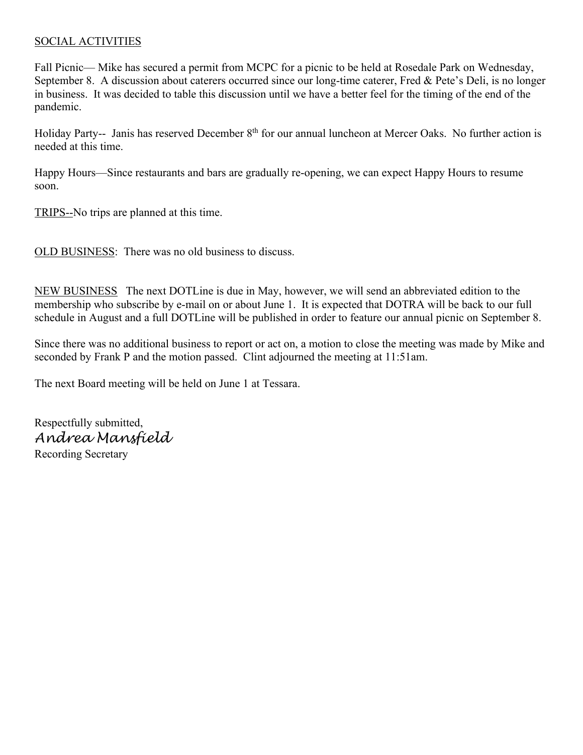SOCIAL ACTIVITIES

Fall Picnic— Mike has secured a permit from MCPC for a picnic to be held at Rosedale Park on Wednesday, September 8. A discussion about caterers occurred since our long-time caterer, Fred & Pete's Deli, is no longer in business. It was decided to table this discussion until we have a better feel for the timing of the end of the pandemic.

Holiday Party-- Janis has reserved December 8th for our annual luncheon at Mercer Oaks. No further action is needed at this time.

Happy Hours—Since restaurants and bars are gradually re-opening, we can expect Happy Hours to resume soon.

TRIPS--No trips are planned at this time.

OLD BUSINESS: There was no old business to discuss.

NEW BUSINESS The next DOTLine is due in May, however, we will send an abbreviated edition to the membership who subscribe by e-mail on or about June 1. It is expected that DOTRA will be back to our full schedule in August and a full DOTLine will be published in order to feature our annual picnic on September 8.

Since there was no additional business to report or act on, a motion to close the meeting was made by Mike and seconded by Frank P and the motion passed. Clint adjourned the meeting at 11:51am.

The next Board meeting will be held on June 1 at Tessara.

Respectfully submitted,
*Andrea Mansfield*
Recording Secretary